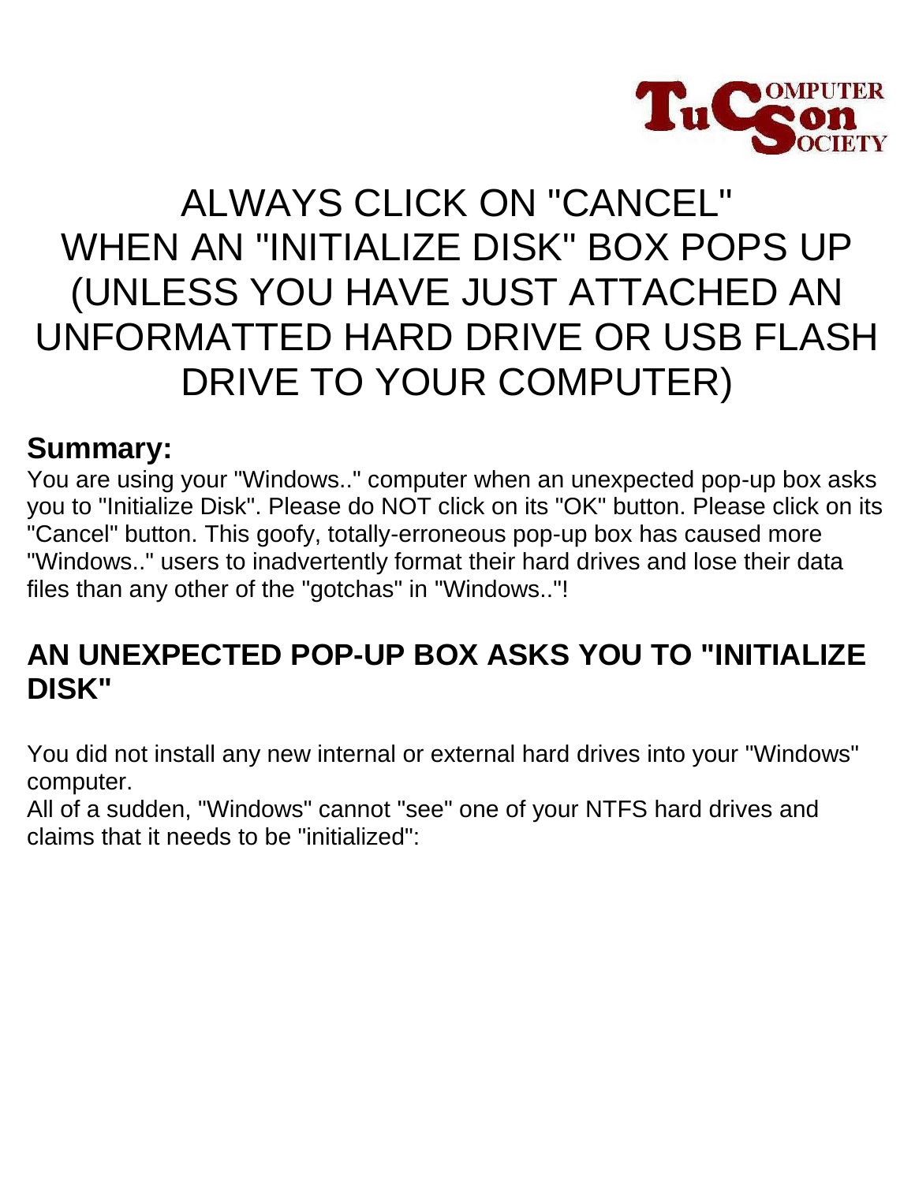# ALWAYS CLICK ON "CANCEL" WHEN AN "INITIALIZE DISK" BOX POPS UP (UNLESS YOU HAVE JUST ATTACHED AN UNFORMATTED HARD DRIVE OR USB FLASH DRIVE TO YOUR COMPUTER)

## Summary:

You are using your "Windows.." computer when an unexpected pop-up box asks you to "Initialize Disk". Please do NOT click on its "OK" button. Please click on its "Cancel" button. This goofy, totally-erroneous pop-up box has caused more "Windows.." users to inadvertently format their hard drives and lose their data files than any other of the "gotchas" in "Windows.."!

## AN UNEXPECTED POP-UP BOX ASKS YOU TO "INITIALIZE DISK"

You did not install any new internal or external hard drives into your "Windows" computer.
All of a sudden, "Windows" cannot "see" one of your NTFS hard drives and claims that it needs to be "initialized":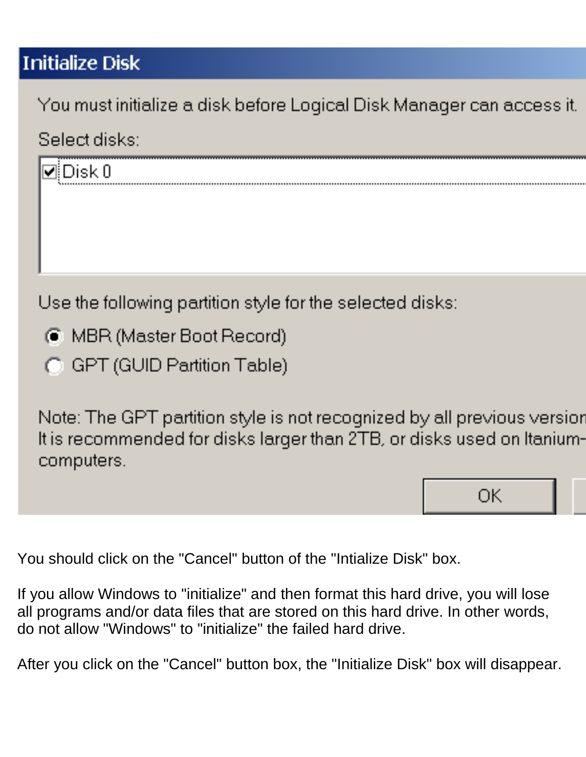## Initialize Disk

You must initialize a disk before Logical Disk Manager can access it.

Select disks:

- [x] Disk 0

Use the following partition style for the selected disks:

- (•) MBR (Master Boot Record)
- ( ) GPT (GUID Partition Table)

Note: The GPT partition style is not recognized by all previous version
It is recommended for disks larger than 2TB, or disks used on Itanium-
computers.

OK

You should click on the "Cancel" button of the "Intialize Disk" box.

If you allow Windows to "initialize" and then format this hard drive, you will lose all programs and/or data files that are stored on this hard drive. In other words, do not allow "Windows" to "initialize" the failed hard drive.

After you click on the "Cancel" button box, the "Initialize Disk" box will disappear.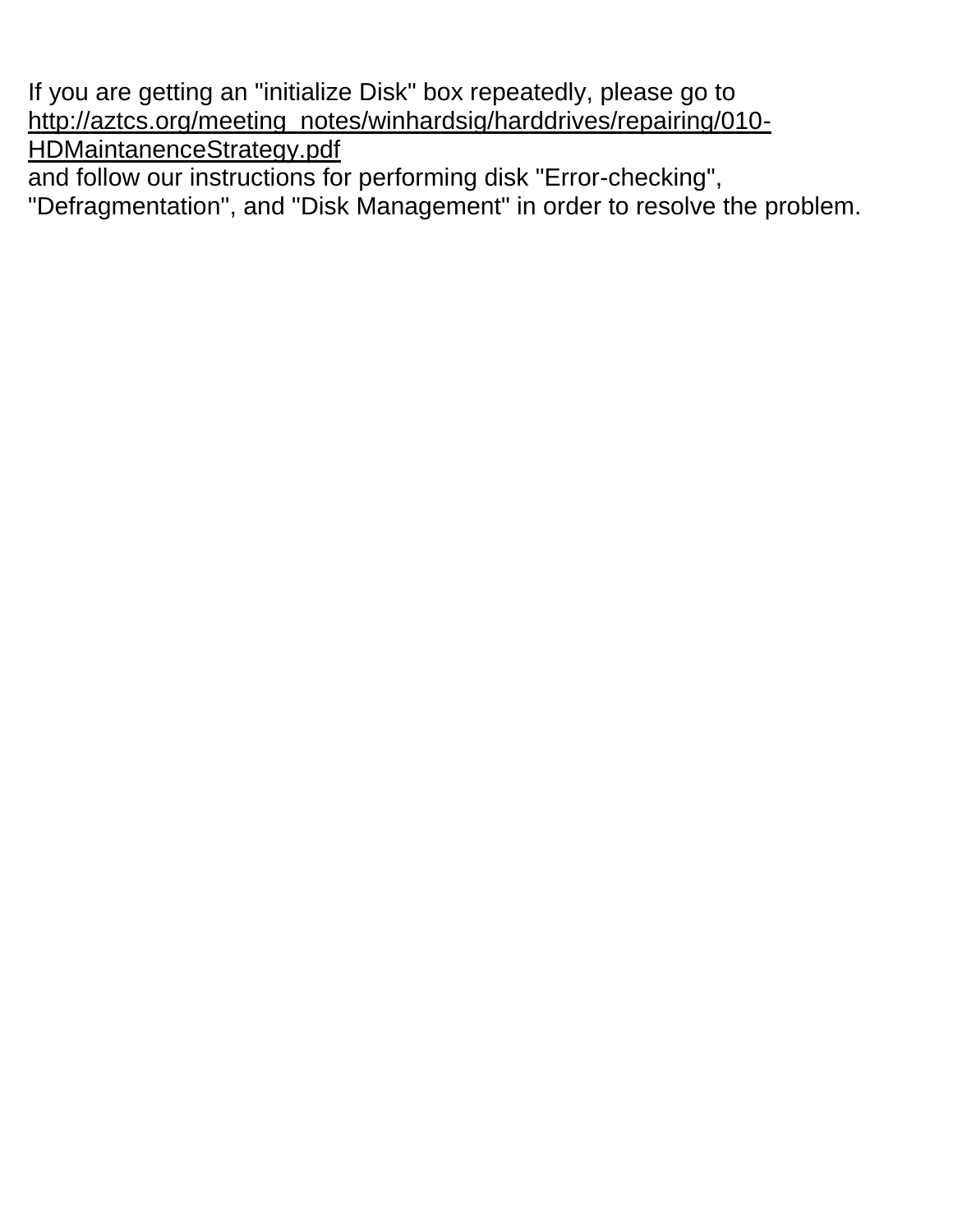If you are getting an "initialize Disk" box repeatedly, please go to
http://aztcs.org/meeting_notes/winhardsig/harddrives/repairing/010-HDMaintanenceStrategy.pdf
and follow our instructions for performing disk "Error-checking", "Defragmentation", and "Disk Management" in order to resolve the problem.